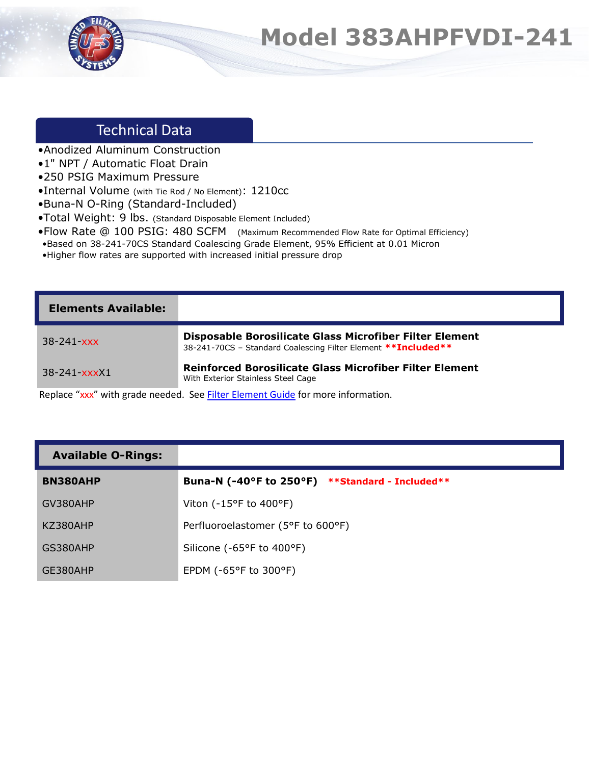# Model 383AHPFVDI-241

## Technical Data

- Anodized Aluminum Construction
- 1" NPT / Automatic Float Drain
- 250 PSIG Maximum Pressure
- Internal Volume (with Tie Rod / No Element): 1210cc
- Buna-N O-Ring (Standard-Included)
- Total Weight: 9 lbs. (Standard Disposable Element Included)
- Flow Rate @ 100 PSIG: 480 SCFM (Maximum Recommended Flow Rate for Optimal Efficiency)
  - Based on 38-241-70CS Standard Coalescing Grade Element, 95% Efficient at 0.01 Micron
  - Higher flow rates are supported with increased initial pressure drop

| **Elements Available:** | |
|---|---|
| 38-241-xxx | **Disposable Borosilicate Glass Microfiber Filter Element**<br>38-241-70CS – Standard Coalescing Filter Element **\*\*Included\*\*** |
| 38-241-xxxX1 | **Reinforced Borosilicate Glass Microfiber Filter Element**<br>With Exterior Stainless Steel Cage |

Replace "xxx" with grade needed. See Filter Element Guide for more information.

| **Available O-Rings:** | |
|---|---|
| **BN380AHP** | **Buna-N (-40°F to 250°F)** **\*\*Standard - Included\*\*** |
| GV380AHP | Viton (-15°F to 400°F) |
| KZ380AHP | Perfluoroelastomer (5°F to 600°F) |
| GS380AHP | Silicone (-65°F to 400°F) |
| GE380AHP | EPDM (-65°F to 300°F) |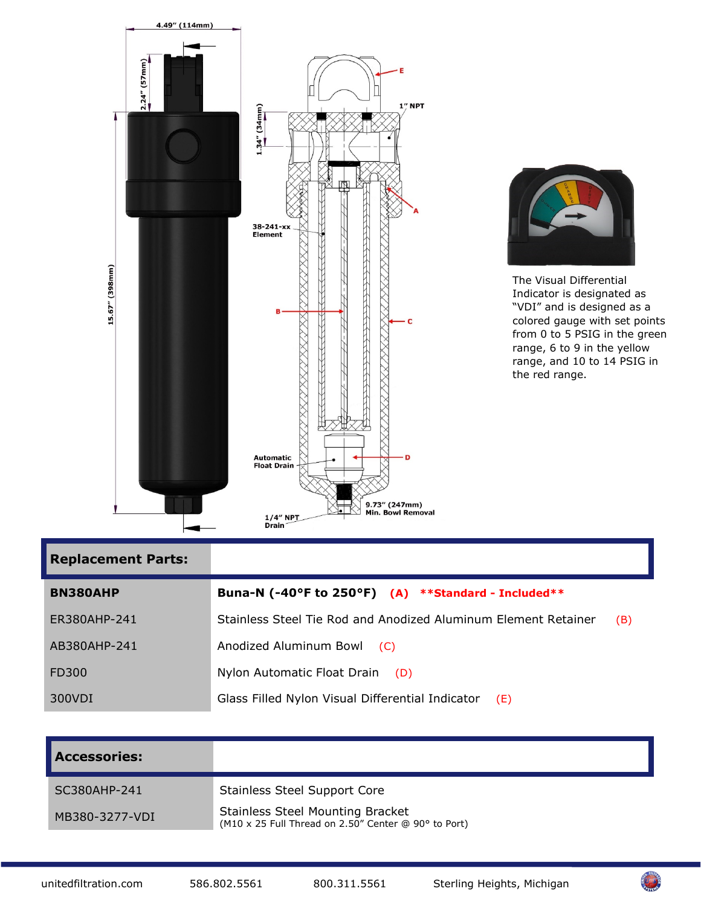4.49" (114mm)

2.24" (57mm)

15.67" (398mm)

1.34" (34mm)

E

1" NPT

A

38-241-xx Element

B

C

Automatic Float Drain

D

1/4" NPT Drain

9.73" (247mm) Min. Bowl Removal

The Visual Differential Indicator is designated as "VDI" and is designed as a colored gauge with set points from 0 to 5 PSIG in the green range, 6 to 9 in the yellow range, and 10 to 14 PSIG in the red range.

| **Replacement Parts:** | |
|---|---|
| **BN380AHP** | **Buna-N (-40°F to 250°F)** **(A)** **\*\*Standard - Included\*\*** |
| ER380AHP-241 | Stainless Steel Tie Rod and Anodized Aluminum Element Retainer (B) |
| AB380AHP-241 | Anodized Aluminum Bowl (C) |
| FD300 | Nylon Automatic Float Drain (D) |
| 300VDI | Glass Filled Nylon Visual Differential Indicator (E) |

| **Accessories:** | |
|---|---|
| SC380AHP-241 | Stainless Steel Support Core |
| MB380-3277-VDI | Stainless Steel Mounting Bracket (M10 x 25 Full Thread on 2.50" Center @ 90° to Port) |

unitedfiltration.com 586.802.5561 800.311.5561 Sterling Heights, Michigan